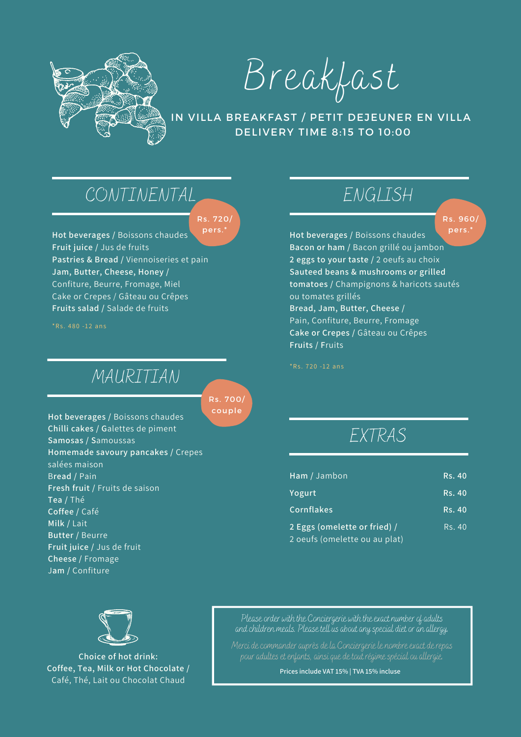# Breakfast

IN VILLA BREAKFAST / PETIT DEJEUNER EN VILLA
DELIVERY TIME 8:15 TO 10:00

## CONTINENTAL

Rs. 720/ pers.*

**Hot beverages** / Boissons chaudes
**Fruit juice** / Jus de fruits
**Pastries & Bread** / Viennoiseries et pain
**Jam, Butter, Cheese, Honey** / Confiture, Beurre, Fromage, Miel
Cake or Crepes / Gâteau ou Crêpes
**Fruits salad** / Salade de fruits

*Rs. 480 -12 ans

## ENGLISH

Rs. 960/ pers.*

**Hot beverages** / Boissons chaudes
**Bacon or ham** / Bacon grillé ou jambon
**2 eggs to your taste** / 2 oeufs au choix
**Sauteed beans & mushrooms or grilled tomatoes** / Champignons & haricots sautés ou tomates grillés
**Bread, Jam, Butter, Cheese** / Pain, Confiture, Beurre, Fromage
**Cake or Crepes** / Gâteau ou Crêpes
**Fruits** / Fruits

*Rs. 720 -12 ans

## MAURITIAN

Rs. 700/ couple

**Hot beverages** / Boissons chaudes
**Chilli cakes** / Galettes de piment
**Samosas** / Samoussas
**Homemade savoury pancakes** / Crepes salées maison
**Bread** / Pain
**Fresh fruit** / Fruits de saison
**Tea** / Thé
**Coffee** / Café
**Milk** / Lait
**Butter** / Beurre
**Fruit juice** / Jus de fruit
**Cheese** / Fromage
**Jam** / Confiture

## EXTRAS

| Item | Price |
|---|---|
| **Ham** / Jambon | **Rs. 40** |
| **Yogurt** | **Rs. 40** |
| **Cornflakes** | **Rs. 40** |
| **2 Eggs (omelette or fried)** / 2 oeufs (omelette ou au plat) | Rs. 40 |

**Choice of hot drink:**
**Coffee, Tea, Milk or Hot Chocolate** / Café, Thé, Lait ou Chocolat Chaud

*Please order with the Conciergerie with the exact number of adults and children meals. Please tell us about any special diet or an allergy.*

*Merci de commander auprès de la Conciergerie le nombre exact de repas pour adultes et enfants, ainsi que de tout régime spécial ou allergie.*

**Prices include VAT 15% | TVA 15% incluse**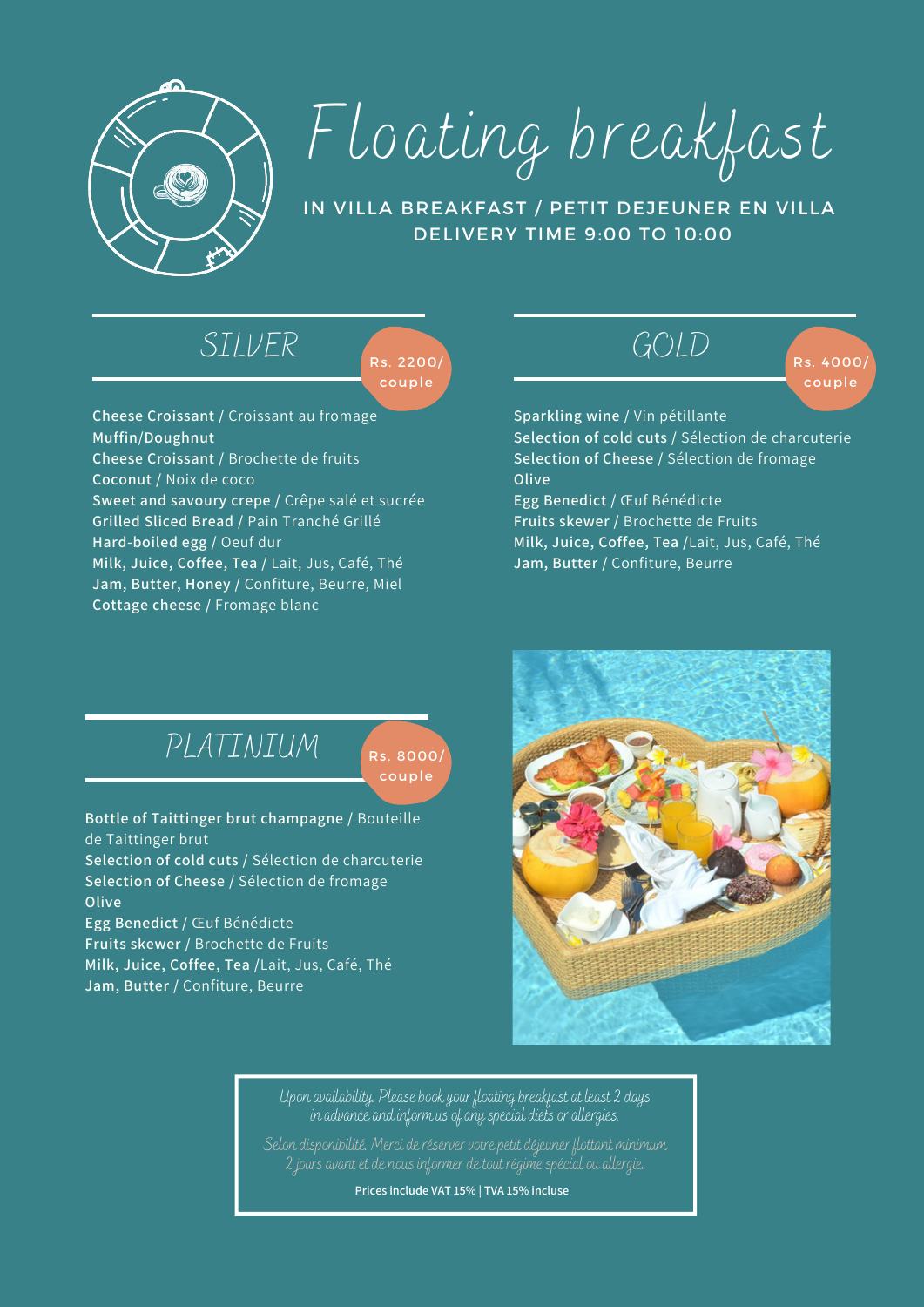# Floating breakfast

IN VILLA BREAKFAST / PETIT DEJEUNER EN VILLA
DELIVERY TIME 9:00 TO 10:00

## SILVER

Rs. 2200/ couple

**Cheese Croissant** / Croissant au fromage
**Muffin/Doughnut**
**Cheese Croissant** / Brochette de fruits
**Coconut** / Noix de coco
**Sweet and savoury crepe** / Crêpe salé et sucrée
**Grilled Sliced Bread** / Pain Tranché Grillé
**Hard-boiled egg** / Oeuf dur
**Milk, Juice, Coffee, Tea** / Lait, Jus, Café, Thé
**Jam, Butter, Honey** / Confiture, Beurre, Miel
**Cottage cheese** / Fromage blanc

## GOLD

Rs. 4000/ couple

**Sparkling wine** / Vin pétillante
**Selection of cold cuts** / Sélection de charcuterie
**Selection of Cheese** / Sélection de fromage
**Olive**
**Egg Benedict** / Œuf Bénédicte
**Fruits skewer** / Brochette de Fruits
**Milk, Juice, Coffee, Tea** /Lait, Jus, Café, Thé
**Jam, Butter** / Confiture, Beurre

## PLATINIUM

Rs. 8000/ couple

**Bottle of Taittinger brut champagne** / Bouteille de Taittinger brut
**Selection of cold cuts** / Sélection de charcuterie
**Selection of Cheese** / Sélection de fromage
**Olive**
**Egg Benedict** / Œuf Bénédicte
**Fruits skewer** / Brochette de Fruits
**Milk, Juice, Coffee, Tea** /Lait, Jus, Café, Thé
**Jam, Butter** / Confiture, Beurre

*Upon availability. Please book your floating breakfast at least 2 days in advance and inform us of any special diets or allergies.*

*Selon disponibilité. Merci de réserver votre petit déjeuner flottant minimum 2 jours avant et de nous informer de tout régime spécial ou allergie.*

**Prices include VAT 15% | TVA 15% incluse**